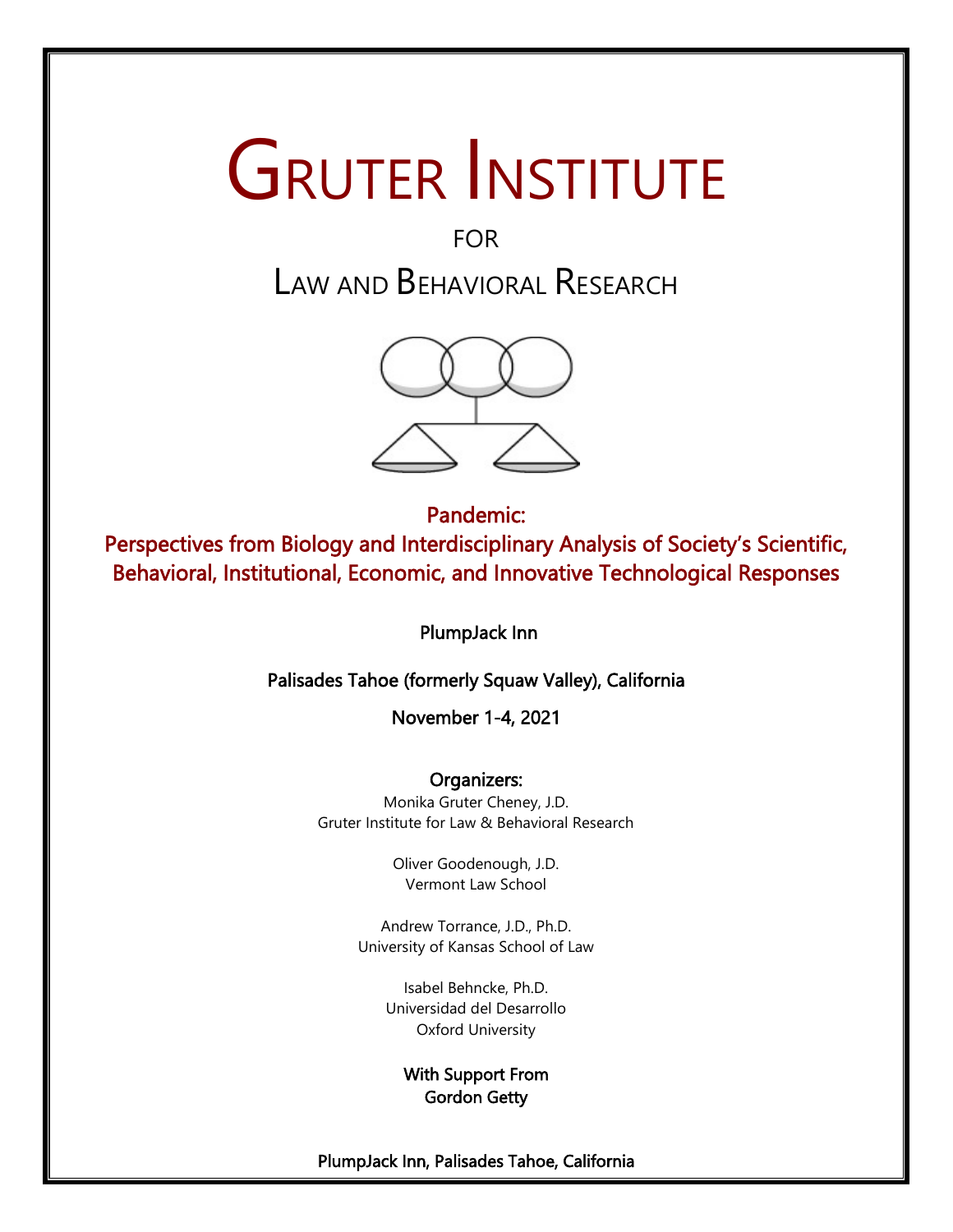# Gruter Institute

FOR

## Law and Behavioral Research

**Pandemic:**
**Perspectives from Biology and Interdisciplinary Analysis of Society's Scientific, Behavioral, Institutional, Economic, and Innovative Technological Responses**

PlumpJack Inn

Palisades Tahoe (formerly Squaw Valley), California

November 1-4, 2021

**Organizers:**

Monika Gruter Cheney, J.D.
Gruter Institute for Law & Behavioral Research

Oliver Goodenough, J.D.
Vermont Law School

Andrew Torrance, J.D., Ph.D.
University of Kansas School of Law

Isabel Behncke, Ph.D.
Universidad del Desarrollo
Oxford University

**With Support From**
**Gordon Getty**

PlumpJack Inn, Palisades Tahoe, California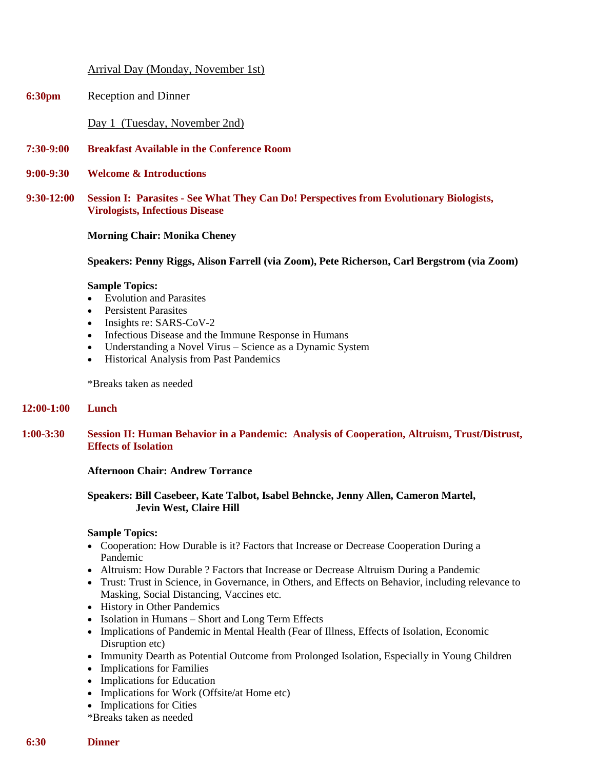Arrival Day (Monday, November 1st)

**6:30pm** Reception and Dinner

Day 1 (Tuesday, November 2nd)

**7:30-9:00** **Breakfast Available in the Conference Room**

**9:00-9:30** **Welcome & Introductions**

**9:30-12:00** **Session I: Parasites - See What They Can Do! Perspectives from Evolutionary Biologists, Virologists, Infectious Disease**

**Morning Chair: Monika Cheney**

**Speakers: Penny Riggs, Alison Farrell (via Zoom), Pete Richerson, Carl Bergstrom (via Zoom)**

**Sample Topics:**

- Evolution and Parasites
- Persistent Parasites
- Insights re: SARS-CoV-2
- Infectious Disease and the Immune Response in Humans
- Understanding a Novel Virus – Science as a Dynamic System
- Historical Analysis from Past Pandemics

*Breaks taken as needed

**12:00-1:00** **Lunch**

**1:00-3:30** **Session II: Human Behavior in a Pandemic: Analysis of Cooperation, Altruism, Trust/Distrust, Effects of Isolation**

**Afternoon Chair: Andrew Torrance**

**Speakers: Bill Casebeer, Kate Talbot, Isabel Behncke, Jenny Allen, Cameron Martel, Jevin West, Claire Hill**

**Sample Topics:**

- Cooperation: How Durable is it? Factors that Increase or Decrease Cooperation During a Pandemic
- Altruism: How Durable ? Factors that Increase or Decrease Altruism During a Pandemic
- Trust: Trust in Science, in Governance, in Others, and Effects on Behavior, including relevance to Masking, Social Distancing, Vaccines etc.
- History in Other Pandemics
- Isolation in Humans – Short and Long Term Effects
- Implications of Pandemic in Mental Health (Fear of Illness, Effects of Isolation, Economic Disruption etc)
- Immunity Dearth as Potential Outcome from Prolonged Isolation, Especially in Young Children
- Implications for Families
- Implications for Education
- Implications for Work (Offsite/at Home etc)
- Implications for Cities

*Breaks taken as needed

**6:30** **Dinner**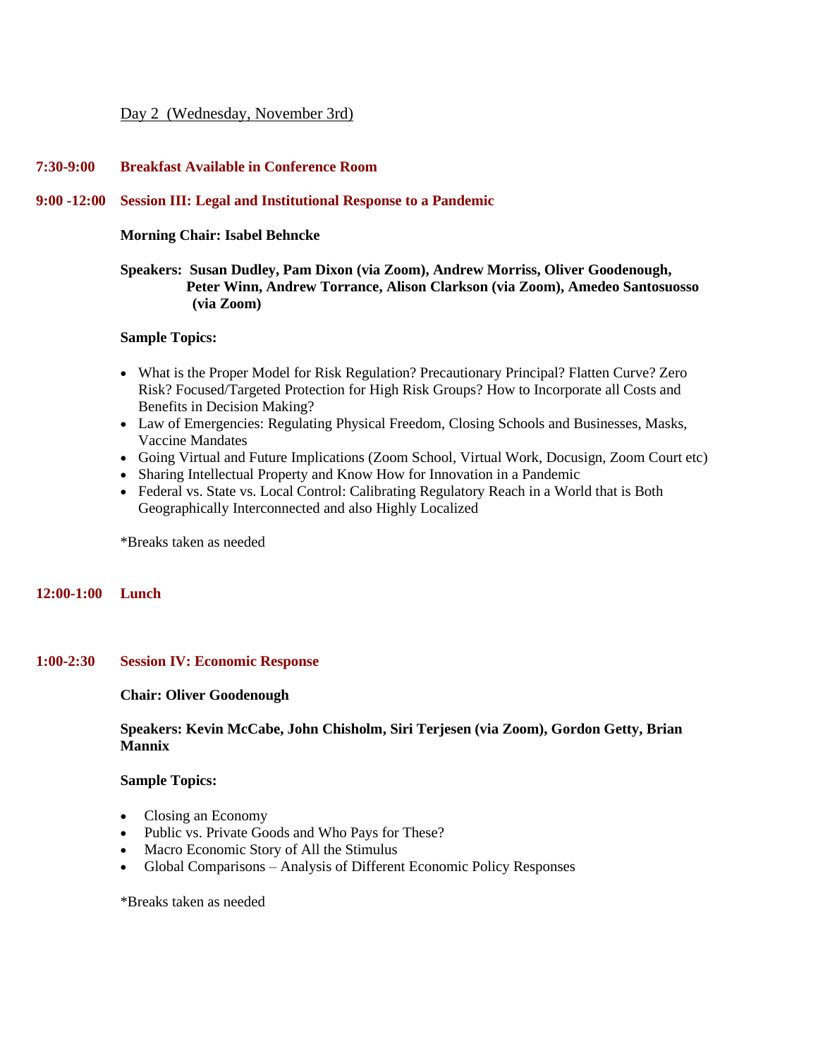Day 2 (Wednesday, November 3rd)

**7:30-9:00 Breakfast Available in Conference Room**

**9:00 -12:00 Session III: Legal and Institutional Response to a Pandemic**

**Morning Chair: Isabel Behncke**

**Speakers: Susan Dudley, Pam Dixon (via Zoom), Andrew Morriss, Oliver Goodenough, Peter Winn, Andrew Torrance, Alison Clarkson (via Zoom), Amedeo Santosuosso (via Zoom)**

**Sample Topics:**

- What is the Proper Model for Risk Regulation? Precautionary Principal? Flatten Curve? Zero Risk? Focused/Targeted Protection for High Risk Groups? How to Incorporate all Costs and Benefits in Decision Making?
- Law of Emergencies: Regulating Physical Freedom, Closing Schools and Businesses, Masks, Vaccine Mandates
- Going Virtual and Future Implications (Zoom School, Virtual Work, Docusign, Zoom Court etc)
- Sharing Intellectual Property and Know How for Innovation in a Pandemic
- Federal vs. State vs. Local Control: Calibrating Regulatory Reach in a World that is Both Geographically Interconnected and also Highly Localized

*Breaks taken as needed

**12:00-1:00 Lunch**

**1:00-2:30 Session IV: Economic Response**

**Chair: Oliver Goodenough**

**Speakers: Kevin McCabe, John Chisholm, Siri Terjesen (via Zoom), Gordon Getty, Brian Mannix**

**Sample Topics:**

- Closing an Economy
- Public vs. Private Goods and Who Pays for These?
- Macro Economic Story of All the Stimulus
- Global Comparisons – Analysis of Different Economic Policy Responses

*Breaks taken as needed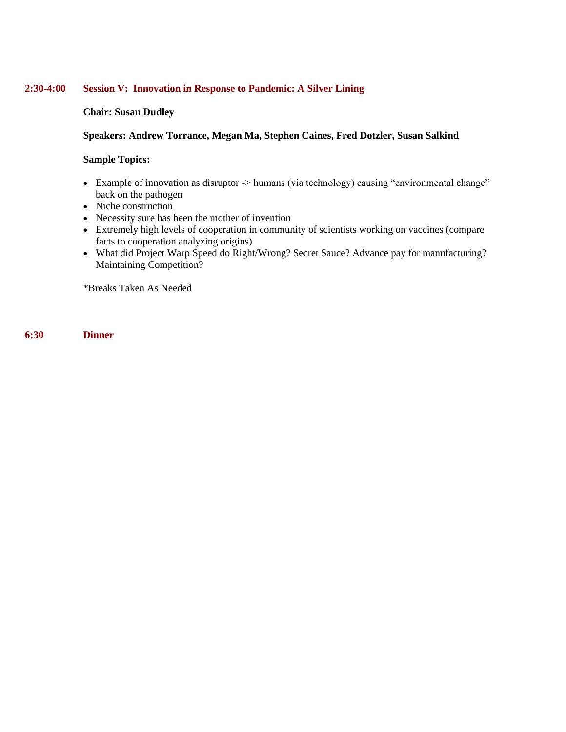**2:30-4:00 Session V: Innovation in Response to Pandemic: A Silver Lining**

**Chair: Susan Dudley**

**Speakers: Andrew Torrance, Megan Ma, Stephen Caines, Fred Dotzler, Susan Salkind**

**Sample Topics:**

- Example of innovation as disruptor -> humans (via technology) causing "environmental change" back on the pathogen
- Niche construction
- Necessity sure has been the mother of invention
- Extremely high levels of cooperation in community of scientists working on vaccines (compare facts to cooperation analyzing origins)
- What did Project Warp Speed do Right/Wrong? Secret Sauce? Advance pay for manufacturing? Maintaining Competition?

*Breaks Taken As Needed

**6:30 Dinner**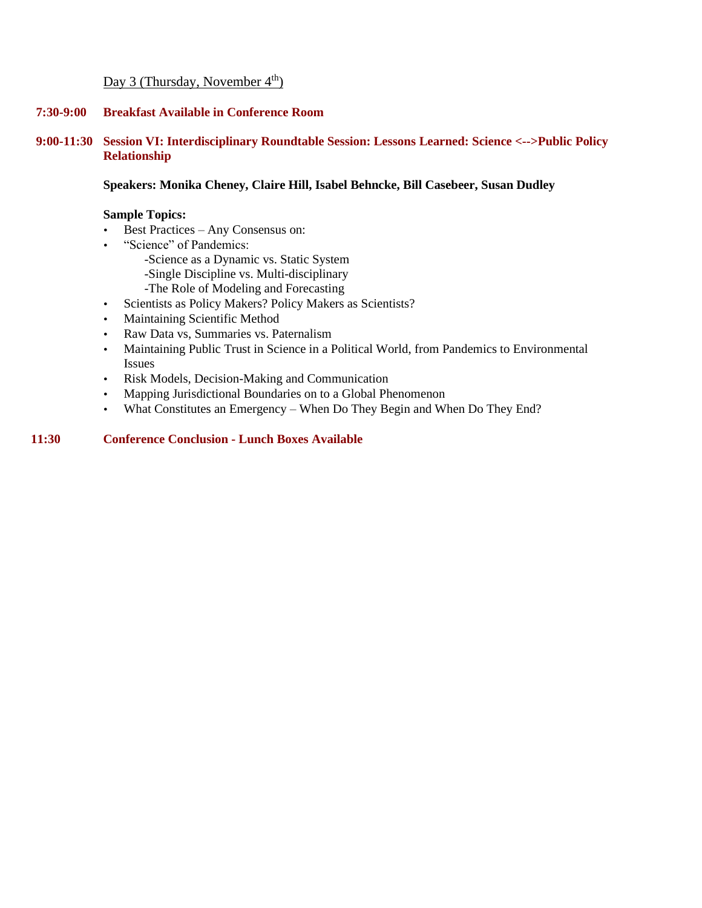Day 3 (Thursday, November 4th)

**7:30-9:00 Breakfast Available in Conference Room**

**9:00-11:30 Session VI: Interdisciplinary Roundtable Session: Lessons Learned: Science <-->Public Policy Relationship**

**Speakers: Monika Cheney, Claire Hill, Isabel Behncke, Bill Casebeer, Susan Dudley**

**Sample Topics:**

- Best Practices – Any Consensus on:
- "Science" of Pandemics:
  - -Science as a Dynamic vs. Static System
  - -Single Discipline vs. Multi-disciplinary
  - -The Role of Modeling and Forecasting
- Scientists as Policy Makers? Policy Makers as Scientists?
- Maintaining Scientific Method
- Raw Data vs, Summaries vs. Paternalism
- Maintaining Public Trust in Science in a Political World, from Pandemics to Environmental Issues
- Risk Models, Decision-Making and Communication
- Mapping Jurisdictional Boundaries on to a Global Phenomenon
- What Constitutes an Emergency – When Do They Begin and When Do They End?

**11:30 Conference Conclusion - Lunch Boxes Available**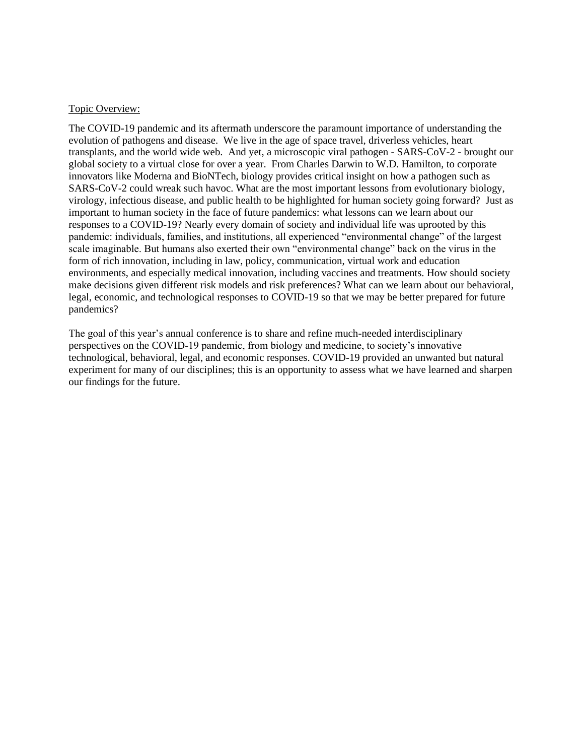Topic Overview:

The COVID-19 pandemic and its aftermath underscore the paramount importance of understanding the evolution of pathogens and disease. We live in the age of space travel, driverless vehicles, heart transplants, and the world wide web. And yet, a microscopic viral pathogen - SARS-CoV-2 - brought our global society to a virtual close for over a year. From Charles Darwin to W.D. Hamilton, to corporate innovators like Moderna and BioNTech, biology provides critical insight on how a pathogen such as SARS-CoV-2 could wreak such havoc. What are the most important lessons from evolutionary biology, virology, infectious disease, and public health to be highlighted for human society going forward? Just as important to human society in the face of future pandemics: what lessons can we learn about our responses to a COVID-19? Nearly every domain of society and individual life was uprooted by this pandemic: individuals, families, and institutions, all experienced "environmental change" of the largest scale imaginable. But humans also exerted their own "environmental change" back on the virus in the form of rich innovation, including in law, policy, communication, virtual work and education environments, and especially medical innovation, including vaccines and treatments. How should society make decisions given different risk models and risk preferences? What can we learn about our behavioral, legal, economic, and technological responses to COVID-19 so that we may be better prepared for future pandemics?

The goal of this year's annual conference is to share and refine much-needed interdisciplinary perspectives on the COVID-19 pandemic, from biology and medicine, to society's innovative technological, behavioral, legal, and economic responses. COVID-19 provided an unwanted but natural experiment for many of our disciplines; this is an opportunity to assess what we have learned and sharpen our findings for the future.